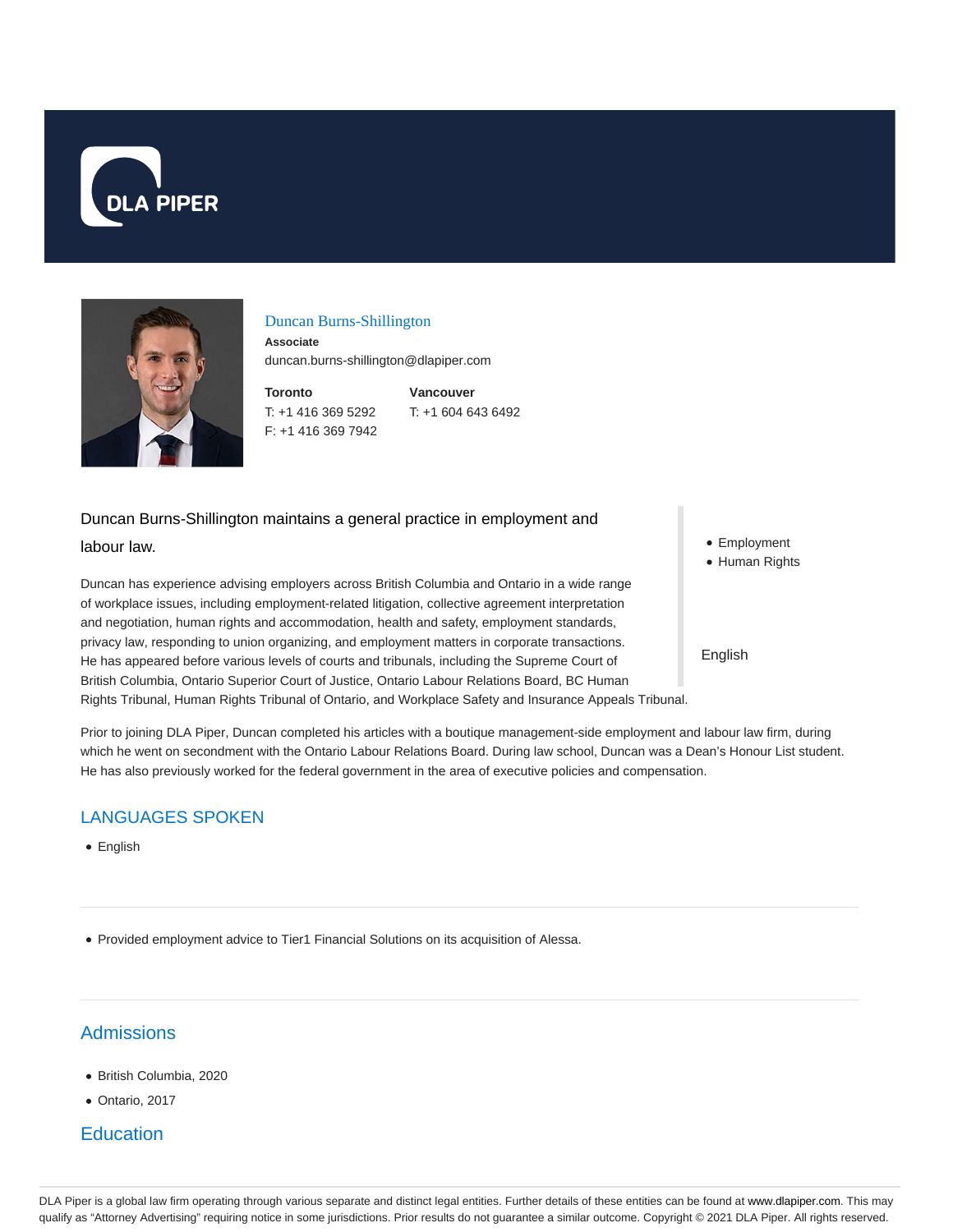DLA PIPER

## Duncan Burns-Shillington

**Associate**

duncan.burns-shillington@dlapiper.com

**Toronto**
T: +1 416 369 5292
F: +1 416 369 7942

**Vancouver**
T: +1 604 643 6492

Duncan Burns-Shillington maintains a general practice in employment and labour law.

- Employment
- Human Rights

English

Duncan has experience advising employers across British Columbia and Ontario in a wide range of workplace issues, including employment-related litigation, collective agreement interpretation and negotiation, human rights and accommodation, health and safety, employment standards, privacy law, responding to union organizing, and employment matters in corporate transactions. He has appeared before various levels of courts and tribunals, including the Supreme Court of British Columbia, Ontario Superior Court of Justice, Ontario Labour Relations Board, BC Human Rights Tribunal, Human Rights Tribunal of Ontario, and Workplace Safety and Insurance Appeals Tribunal.

Prior to joining DLA Piper, Duncan completed his articles with a boutique management-side employment and labour law firm, during which he went on secondment with the Ontario Labour Relations Board. During law school, Duncan was a Dean's Honour List student. He has also previously worked for the federal government in the area of executive policies and compensation.

## LANGUAGES SPOKEN

- English

---

- Provided employment advice to Tier1 Financial Solutions on its acquisition of Alessa.

---

## Admissions

- British Columbia, 2020
- Ontario, 2017

## Education

DLA Piper is a global law firm operating through various separate and distinct legal entities. Further details of these entities can be found at www.dlapiper.com. This may qualify as "Attorney Advertising" requiring notice in some jurisdictions. Prior results do not guarantee a similar outcome. Copyright © 2021 DLA Piper. All rights reserved.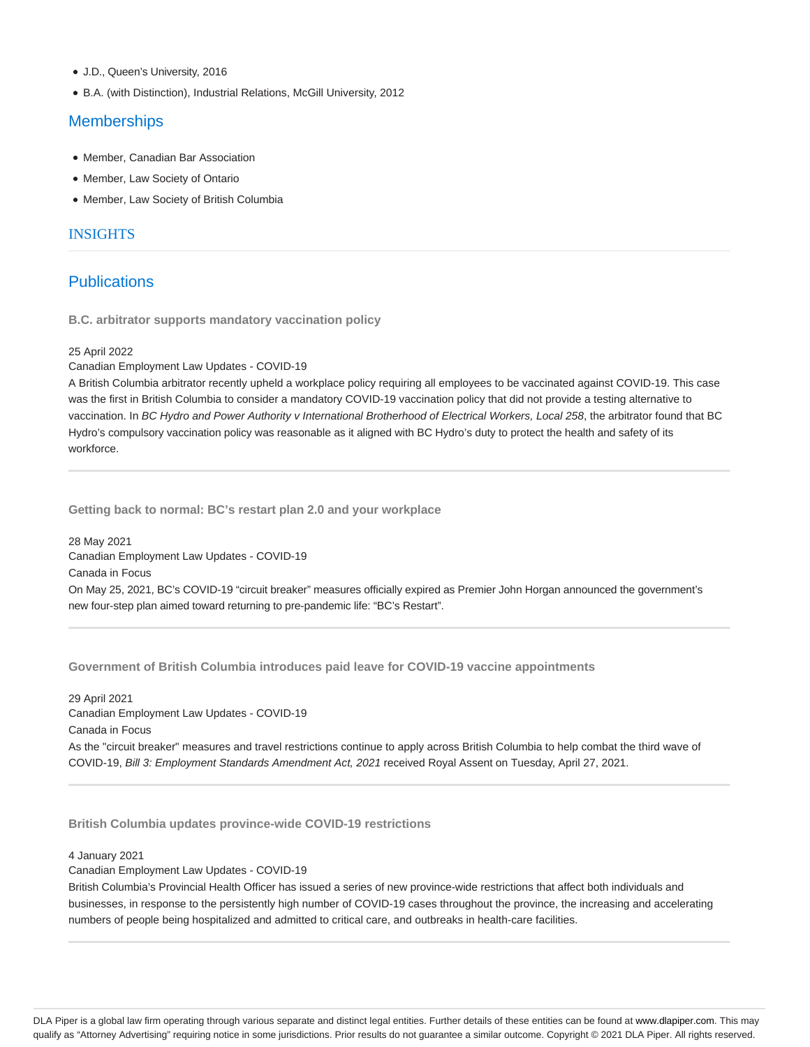- J.D., Queen's University, 2016
- B.A. (with Distinction), Industrial Relations, McGill University, 2012

## Memberships

- Member, Canadian Bar Association
- Member, Law Society of Ontario
- Member, Law Society of British Columbia

## INSIGHTS

## Publications

**B.C. arbitrator supports mandatory vaccination policy**

25 April 2022
Canadian Employment Law Updates - COVID-19
A British Columbia arbitrator recently upheld a workplace policy requiring all employees to be vaccinated against COVID-19. This case was the first in British Columbia to consider a mandatory COVID-19 vaccination policy that did not provide a testing alternative to vaccination. In *BC Hydro and Power Authority v International Brotherhood of Electrical Workers, Local 258*, the arbitrator found that BC Hydro's compulsory vaccination policy was reasonable as it aligned with BC Hydro's duty to protect the health and safety of its workforce.

---

**Getting back to normal: BC's restart plan 2.0 and your workplace**

28 May 2021
Canadian Employment Law Updates - COVID-19
Canada in Focus
On May 25, 2021, BC's COVID-19 "circuit breaker" measures officially expired as Premier John Horgan announced the government's new four-step plan aimed toward returning to pre-pandemic life: "BC's Restart".

---

**Government of British Columbia introduces paid leave for COVID-19 vaccine appointments**

29 April 2021
Canadian Employment Law Updates - COVID-19
Canada in Focus
As the "circuit breaker" measures and travel restrictions continue to apply across British Columbia to help combat the third wave of COVID-19, *Bill 3: Employment Standards Amendment Act, 2021* received Royal Assent on Tuesday, April 27, 2021.

---

**British Columbia updates province-wide COVID-19 restrictions**

4 January 2021
Canadian Employment Law Updates - COVID-19
British Columbia's Provincial Health Officer has issued a series of new province-wide restrictions that affect both individuals and businesses, in response to the persistently high number of COVID-19 cases throughout the province, the increasing and accelerating numbers of people being hospitalized and admitted to critical care, and outbreaks in health-care facilities.

---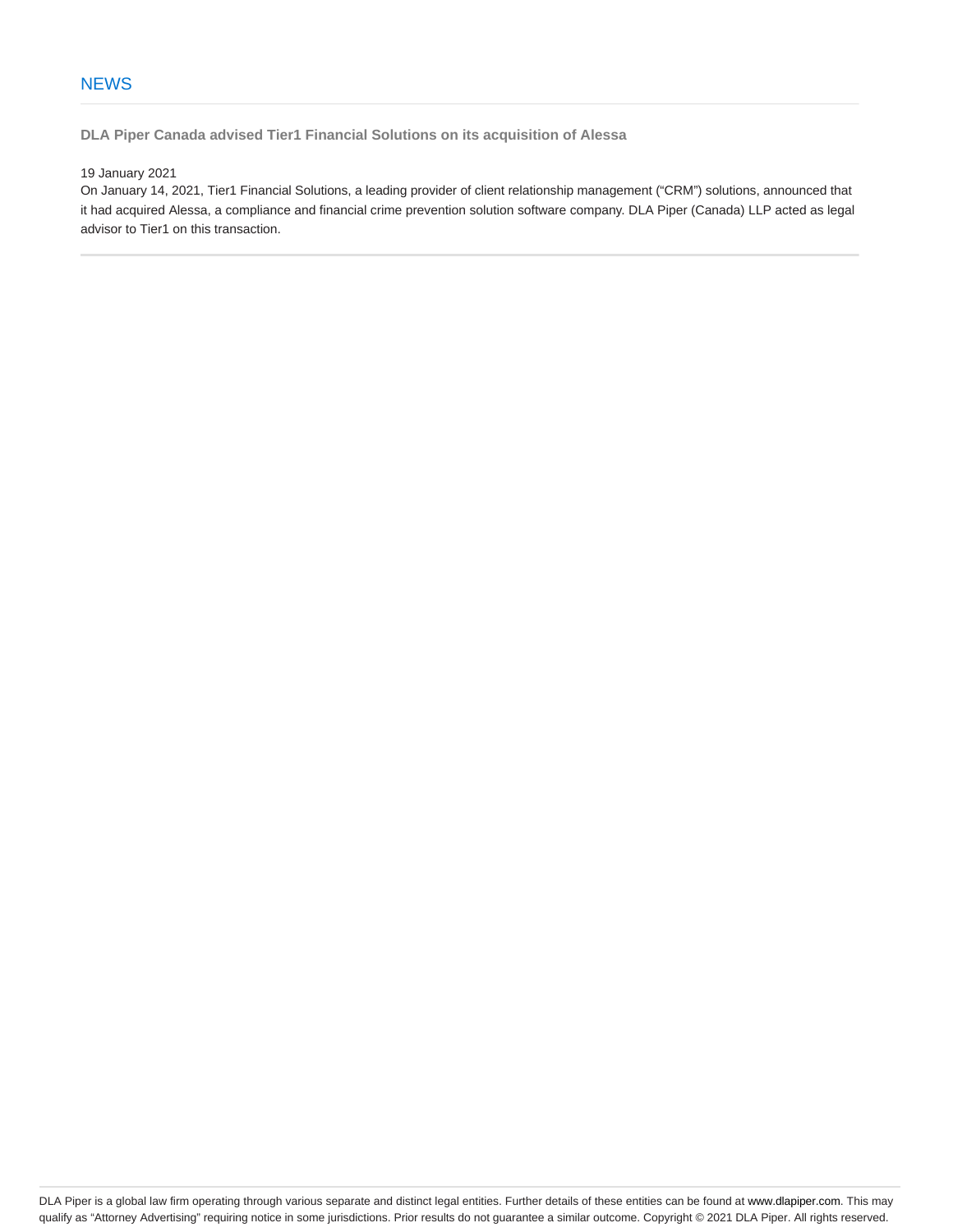## NEWS

**DLA Piper Canada advised Tier1 Financial Solutions on its acquisition of Alessa**

19 January 2021

On January 14, 2021, Tier1 Financial Solutions, a leading provider of client relationship management ("CRM") solutions, announced that it had acquired Alessa, a compliance and financial crime prevention solution software company. DLA Piper (Canada) LLP acted as legal advisor to Tier1 on this transaction.

DLA Piper is a global law firm operating through various separate and distinct legal entities. Further details of these entities can be found at www.dlapiper.com. This may qualify as "Attorney Advertising" requiring notice in some jurisdictions. Prior results do not guarantee a similar outcome. Copyright © 2021 DLA Piper. All rights reserved.